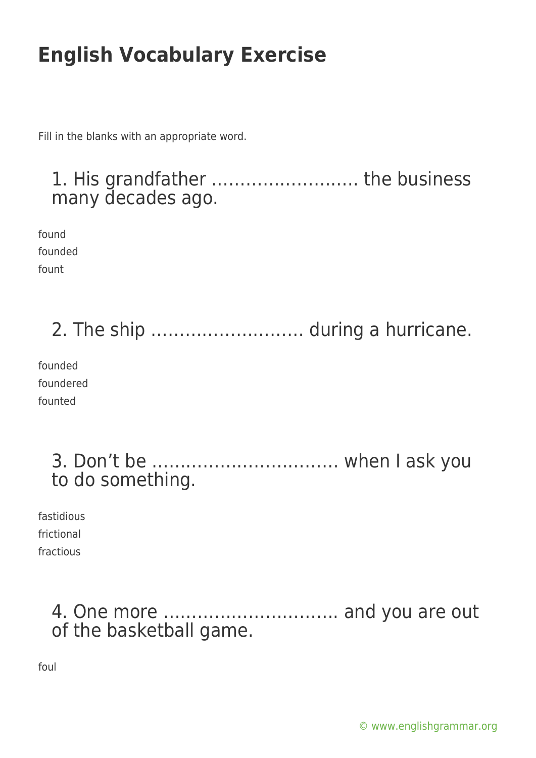# English Vocabulary Exercise

Fill in the blanks with an appropriate word.

## 1. His grandfather …………………….. the business many decades ago.

found
founded
fount

## 2. The ship ……………………… during a hurricane.

founded
foundered
founted

## 3. Don't be …………………………… when I ask you to do something.

fastidious
frictional
fractious

## 4. One more ………………………….. and you are out of the basketball game.

foul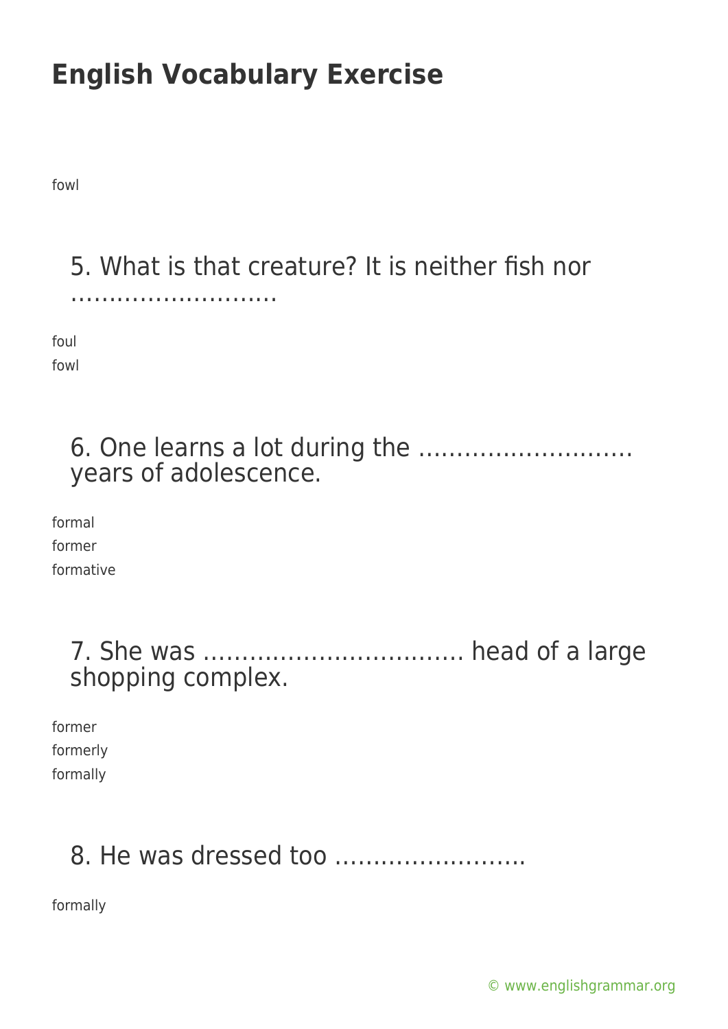fowl

### 5. What is that creature? It is neither fish nor ………………………

foul
fowl

### 6. One learns a lot during the ………………………. years of adolescence.

formal
former
formative

### 7. She was ……………………………. head of a large shopping complex.

former
formerly
formally

### 8. He was dressed too …………………….

formally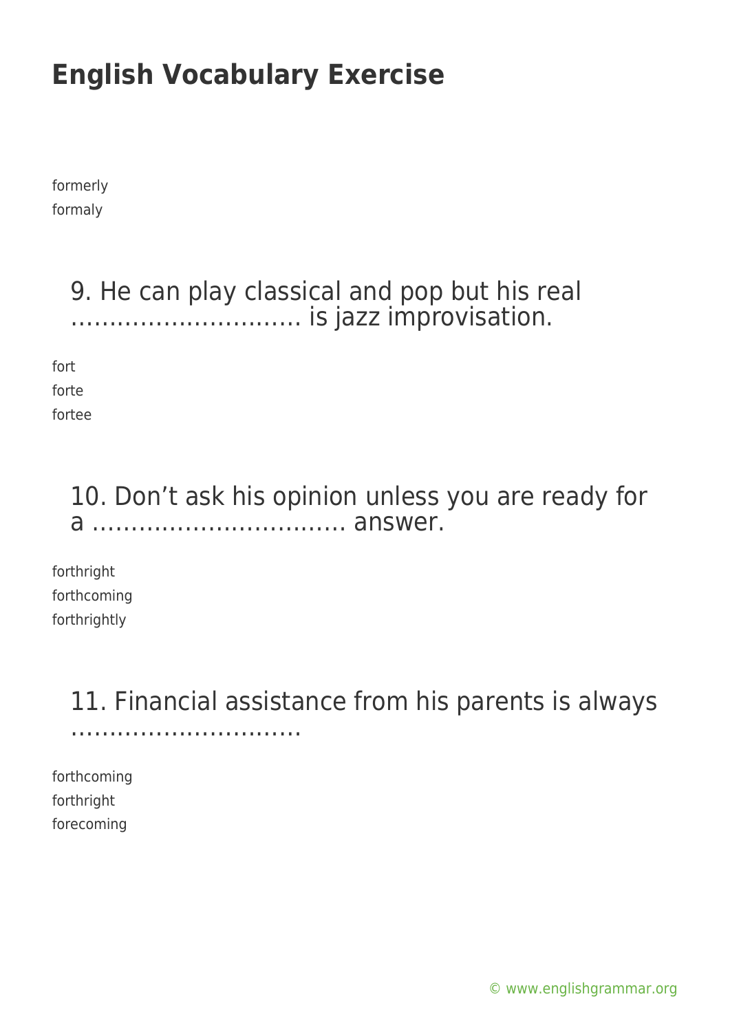# English Vocabulary Exercise

formerly
formaly

### 9. He can play classical and pop but his real ………………………… is jazz improvisation.

fort
forte
fortee

### 10. Don't ask his opinion unless you are ready for a …………………………… answer.

forthright
forthcoming
forthrightly

### 11. Financial assistance from his parents is always …………………………

forthcoming
forthright
forecoming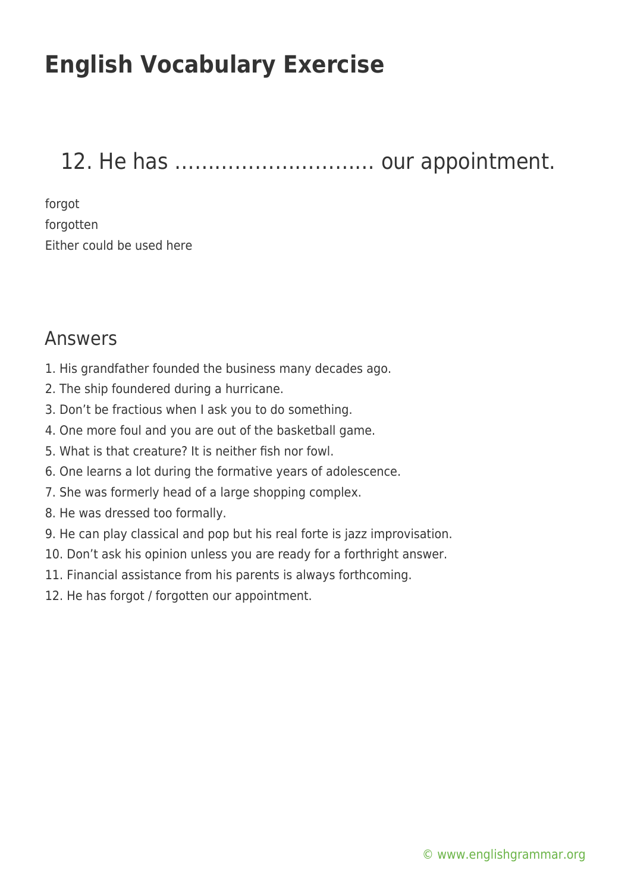# English Vocabulary Exercise

## 12. He has ………………………… our appointment.

forgot
forgotten
Either could be used here

## Answers

1. His grandfather founded the business many decades ago.
2. The ship foundered during a hurricane.
3. Don't be fractious when I ask you to do something.
4. One more foul and you are out of the basketball game.
5. What is that creature? It is neither fish nor fowl.
6. One learns a lot during the formative years of adolescence.
7. She was formerly head of a large shopping complex.
8. He was dressed too formally.
9. He can play classical and pop but his real forte is jazz improvisation.
10. Don't ask his opinion unless you are ready for a forthright answer.
11. Financial assistance from his parents is always forthcoming.
12. He has forgot / forgotten our appointment.

© www.englishgrammar.org